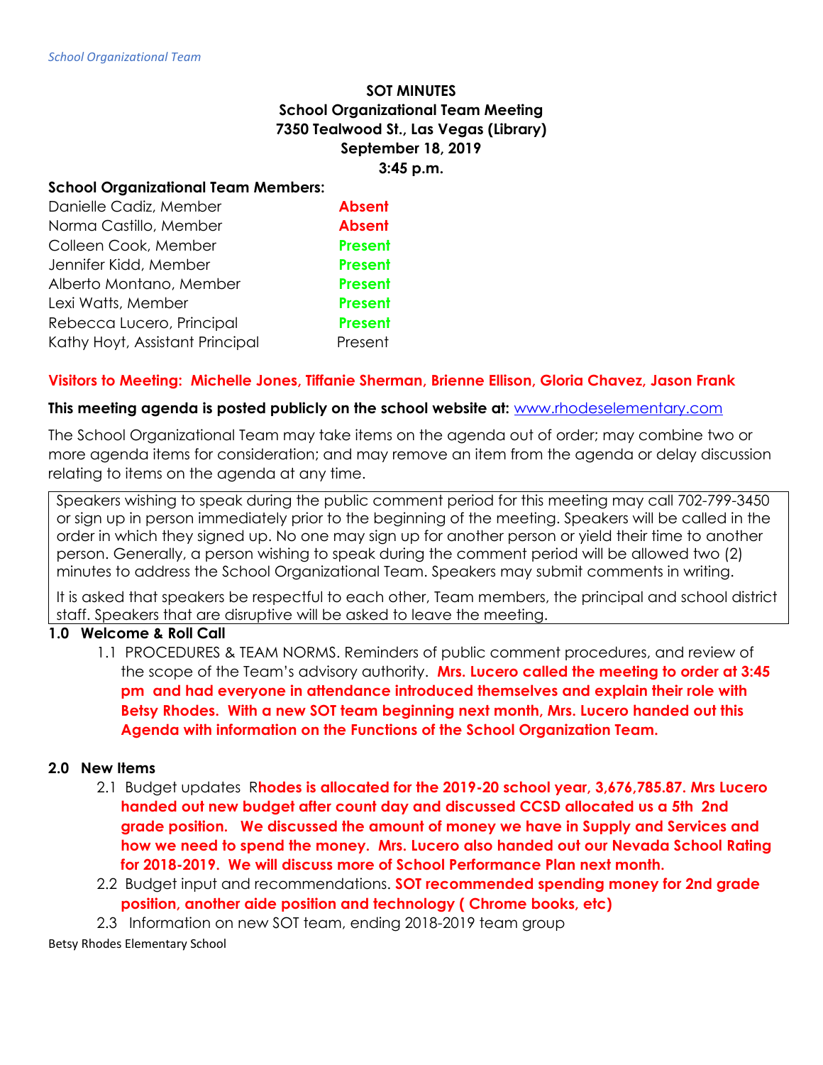**SOT MINUTES**
**School Organizational Team Meeting**
**7350 Tealwood St., Las Vegas (Library)**
**September 18, 2019**
**3:45 p.m.**

**School Organizational Team Members:**

| | |
|---|---|
| Danielle Cadiz, Member | **Absent** |
| Norma Castillo, Member | **Absent** |
| Colleen Cook, Member | **Present** |
| Jennifer Kidd, Member | **Present** |
| Alberto Montano, Member | **Present** |
| Lexi Watts, Member | **Present** |
| Rebecca Lucero, Principal | **Present** |
| Kathy Hoyt, Assistant Principal | Present |

**Visitors to Meeting: Michelle Jones, Tiffanie Sherman, Brienne Ellison, Gloria Chavez, Jason Frank**

**This meeting agenda is posted publicly on the school website at:** www.rhodeselementary.com

The School Organizational Team may take items on the agenda out of order; may combine two or more agenda items for consideration; and may remove an item from the agenda or delay discussion relating to items on the agenda at any time.

Speakers wishing to speak during the public comment period for this meeting may call 702-799-3450 or sign up in person immediately prior to the beginning of the meeting. Speakers will be called in the order in which they signed up. No one may sign up for another person or yield their time to another person. Generally, a person wishing to speak during the comment period will be allowed two (2) minutes to address the School Organizational Team. Speakers may submit comments in writing.

It is asked that speakers be respectful to each other, Team members, the principal and school district staff. Speakers that are disruptive will be asked to leave the meeting.

**1.0 Welcome & Roll Call**

1.1 PROCEDURES & TEAM NORMS. Reminders of public comment procedures, and review of the scope of the Team's advisory authority. **Mrs. Lucero called the meeting to order at 3:45 pm and had everyone in attendance introduced themselves and explain their role with Betsy Rhodes. With a new SOT team beginning next month, Mrs. Lucero handed out this Agenda with information on the Functions of the School Organization Team.**

**2.0 New Items**

2.1 Budget updates R**hodes is allocated for the 2019-20 school year, 3,676,785.87. Mrs Lucero handed out new budget after count day and discussed CCSD allocated us a 5th 2nd grade position. We discussed the amount of money we have in Supply and Services and how we need to spend the money. Mrs. Lucero also handed out our Nevada School Rating for 2018-2019. We will discuss more of School Performance Plan next month.**

2.2 Budget input and recommendations. **SOT recommended spending money for 2nd grade position, another aide position and technology ( Chrome books, etc)**

2.3 Information on new SOT team, ending 2018-2019 team group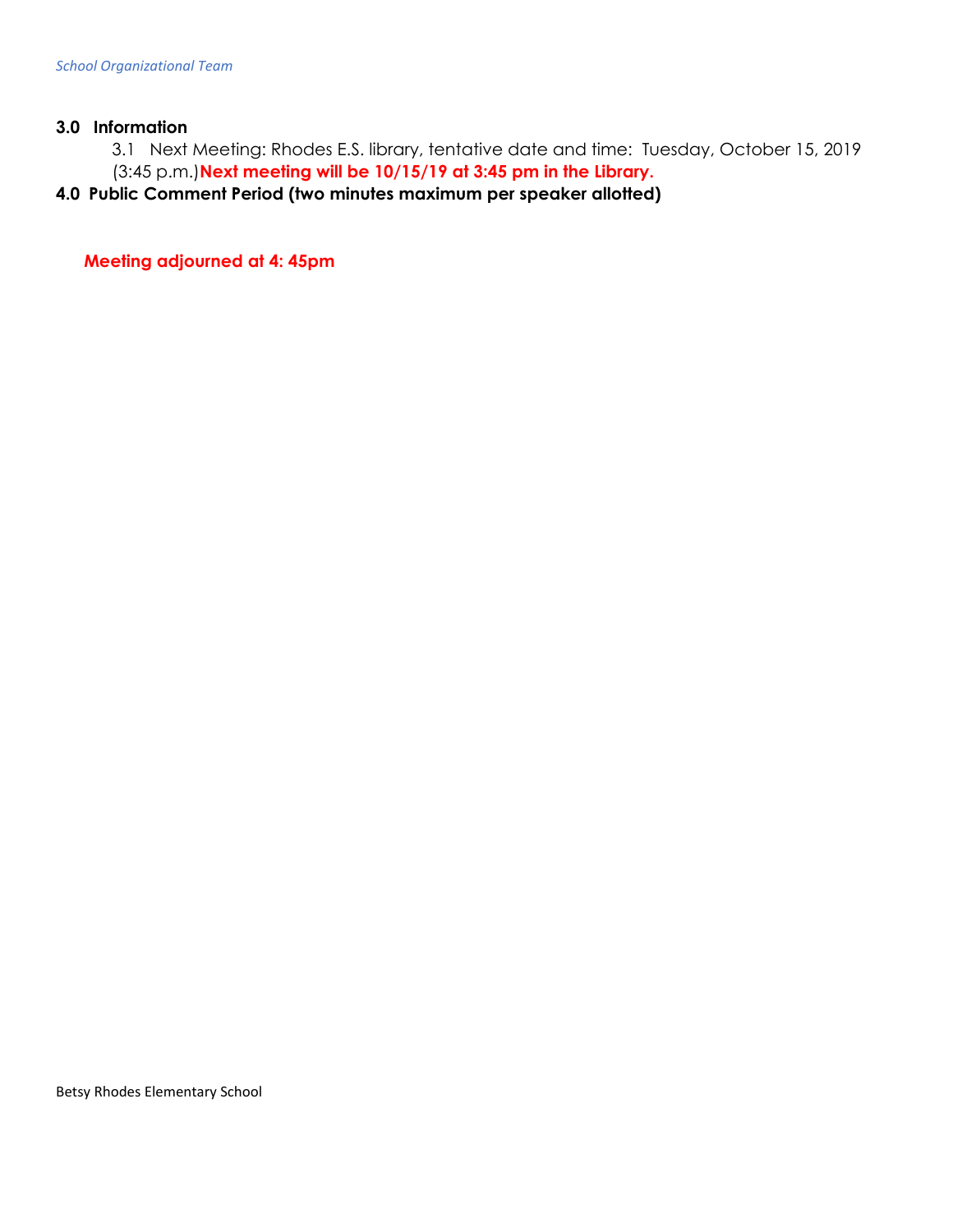## 3.0 Information

3.1 Next Meeting: Rhodes E.S. library, tentative date and time: Tuesday, October 15, 2019 (3:45 p.m.)**Next meeting will be 10/15/19 at 3:45 pm in the Library.**

## 4.0 Public Comment Period (two minutes maximum per speaker allotted)

**Meeting adjourned at 4: 45pm**